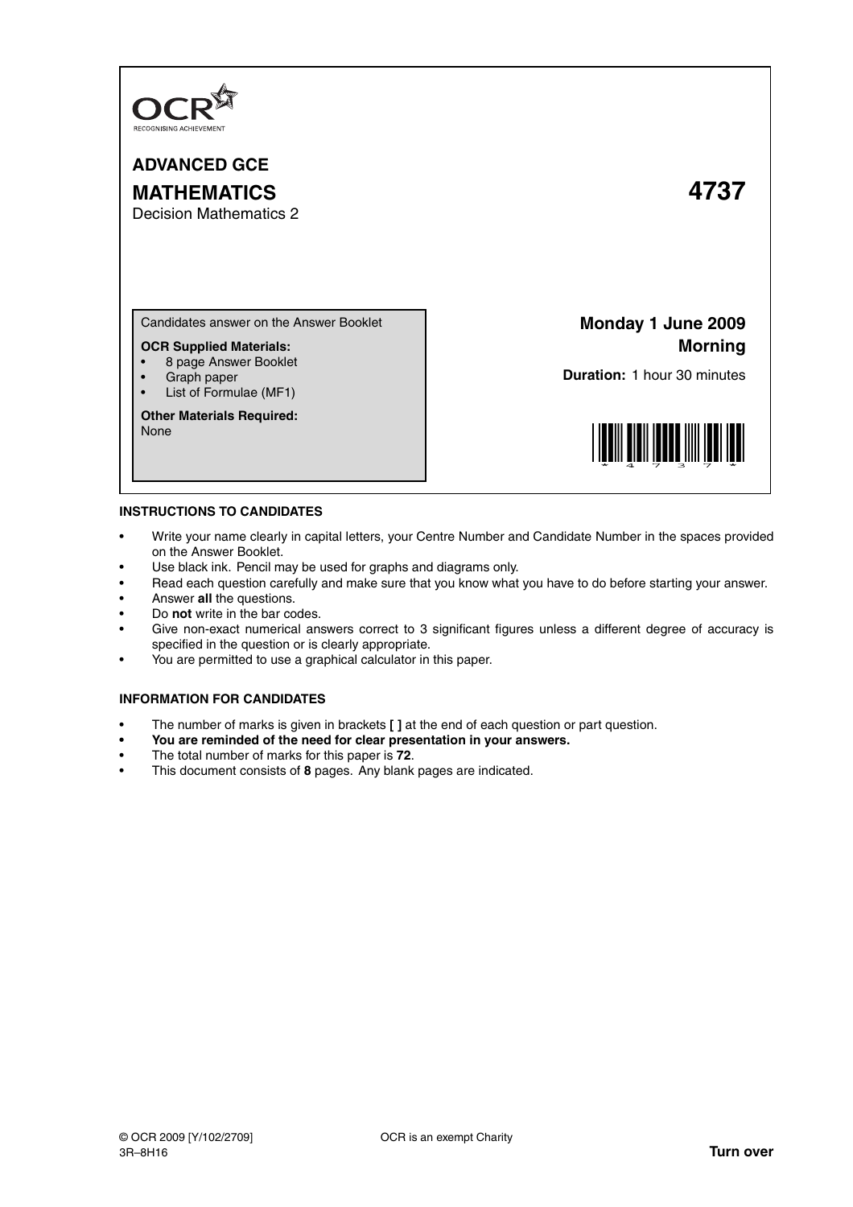OCR
RECOGNISING ACHIEVEMENT

# ADVANCED GCE

## MATHEMATICS — 4737

Decision Mathematics 2

Candidates answer on the Answer Booklet

**OCR Supplied Materials:**

- 8 page Answer Booklet
- Graph paper
- List of Formulae (MF1)

**Other Materials Required:**
None

**Monday 1 June 2009**
**Morning**

**Duration:** 1 hour 30 minutes

### INSTRUCTIONS TO CANDIDATES

- Write your name clearly in capital letters, your Centre Number and Candidate Number in the spaces provided on the Answer Booklet.
- Use black ink. Pencil may be used for graphs and diagrams only.
- Read each question carefully and make sure that you know what you have to do before starting your answer.
- Answer **all** the questions.
- Do **not** write in the bar codes.
- Give non-exact numerical answers correct to 3 significant figures unless a different degree of accuracy is specified in the question or is clearly appropriate.
- You are permitted to use a graphical calculator in this paper.

### INFORMATION FOR CANDIDATES

- The number of marks is given in brackets **[ ]** at the end of each question or part question.
- **You are reminded of the need for clear presentation in your answers.**
- The total number of marks for this paper is **72**.
- This document consists of **8** pages. Any blank pages are indicated.

© OCR 2009 [Y/102/2709] OCR is an exempt Charity
3R–8H16 **Turn over**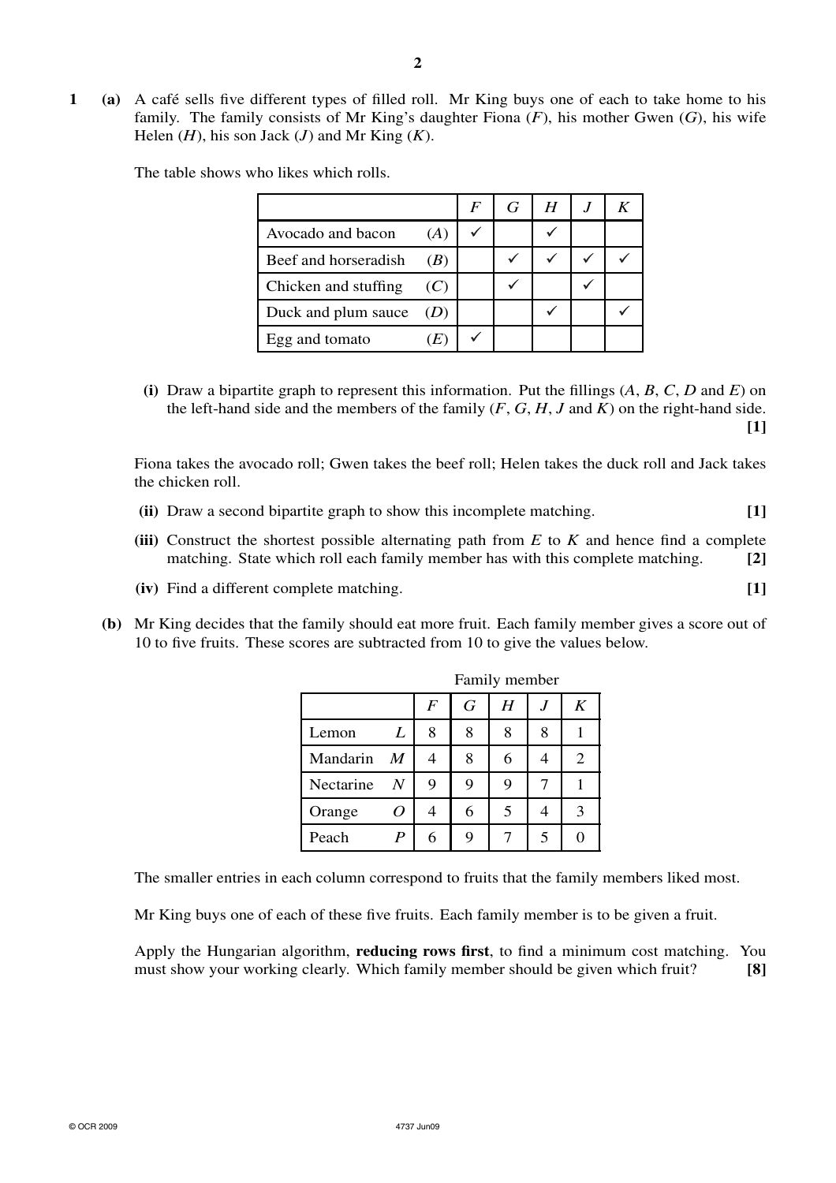**1** **(a)** A café sells five different types of filled roll. Mr King buys one of each to take home to his family. The family consists of Mr King's daughter Fiona ($F$), his mother Gwen ($G$), his wife Helen ($H$), his son Jack ($J$) and Mr King ($K$).

The table shows who likes which rolls.

| | | $F$ | $G$ | $H$ | $J$ | $K$ |
|---|---|---|---|---|---|---|
| Avocado and bacon | ($A$) | ✓ | | ✓ | | |
| Beef and horseradish | ($B$) | | ✓ | ✓ | ✓ | ✓ |
| Chicken and stuffing | ($C$) | | ✓ | | ✓ | |
| Duck and plum sauce | ($D$) | | | ✓ | | ✓ |
| Egg and tomato | ($E$) | ✓ | | | | |

**(i)** Draw a bipartite graph to represent this information. Put the fillings ($A$, $B$, $C$, $D$ and $E$) on the left-hand side and the members of the family ($F$, $G$, $H$, $J$ and $K$) on the right-hand side. **[1]**

Fiona takes the avocado roll; Gwen takes the beef roll; Helen takes the duck roll and Jack takes the chicken roll.

**(ii)** Draw a second bipartite graph to show this incomplete matching. **[1]**

**(iii)** Construct the shortest possible alternating path from $E$ to $K$ and hence find a complete matching. State which roll each family member has with this complete matching. **[2]**

**(iv)** Find a different complete matching. **[1]**

**(b)** Mr King decides that the family should eat more fruit. Each family member gives a score out of 10 to five fruits. These scores are subtracted from 10 to give the values below.

| | | Family member | | | | |
|---|---|---|---|---|---|---|
| | | $F$ | $G$ | $H$ | $J$ | $K$ |
| Lemon | $L$ | 8 | 8 | 8 | 8 | 1 |
| Mandarin | $M$ | 4 | 8 | 6 | 4 | 2 |
| Nectarine | $N$ | 9 | 9 | 9 | 7 | 1 |
| Orange | $O$ | 4 | 6 | 5 | 4 | 3 |
| Peach | $P$ | 6 | 9 | 7 | 5 | 0 |

The smaller entries in each column correspond to fruits that the family members liked most.

Mr King buys one of each of these five fruits. Each family member is to be given a fruit.

Apply the Hungarian algorithm, **reducing rows first**, to find a minimum cost matching. You must show your working clearly. Which family member should be given which fruit? **[8]**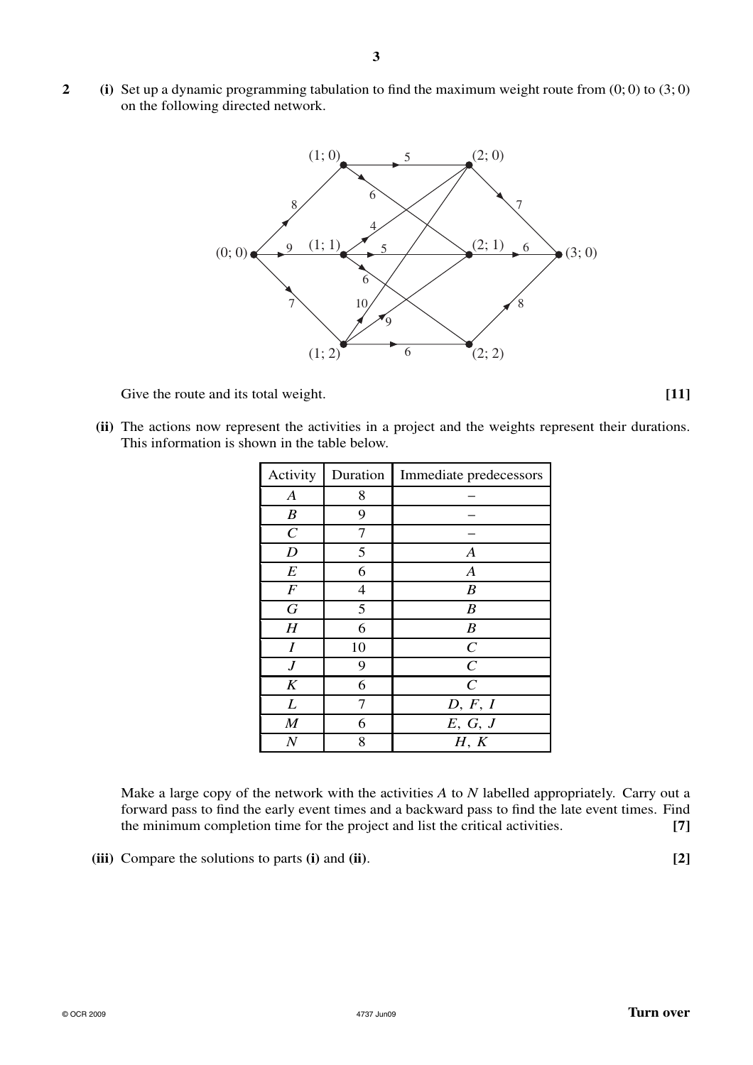**2** **(i)** Set up a dynamic programming tabulation to find the maximum weight route from (0; 0) to (3; 0) on the following directed network.

Give the route and its total weight. **[11]**

**(ii)** The actions now represent the activities in a project and the weights represent their durations. This information is shown in the table below.

| Activity | Duration | Immediate predecessors |
|---|---|---|
| $A$ | 8 | – |
| $B$ | 9 | – |
| $C$ | 7 | – |
| $D$ | 5 | $A$ |
| $E$ | 6 | $A$ |
| $F$ | 4 | $B$ |
| $G$ | 5 | $B$ |
| $H$ | 6 | $B$ |
| $I$ | 10 | $C$ |
| $J$ | 9 | $C$ |
| $K$ | 6 | $C$ |
| $L$ | 7 | $D$, $F$, $I$ |
| $M$ | 6 | $E$, $G$, $J$ |
| $N$ | 8 | $H$, $K$ |

Make a large copy of the network with the activities $A$ to $N$ labelled appropriately. Carry out a forward pass to find the early event times and a backward pass to find the late event times. Find the minimum completion time for the project and list the critical activities. **[7]**

**(iii)** Compare the solutions to parts **(i)** and **(ii)**. **[2]**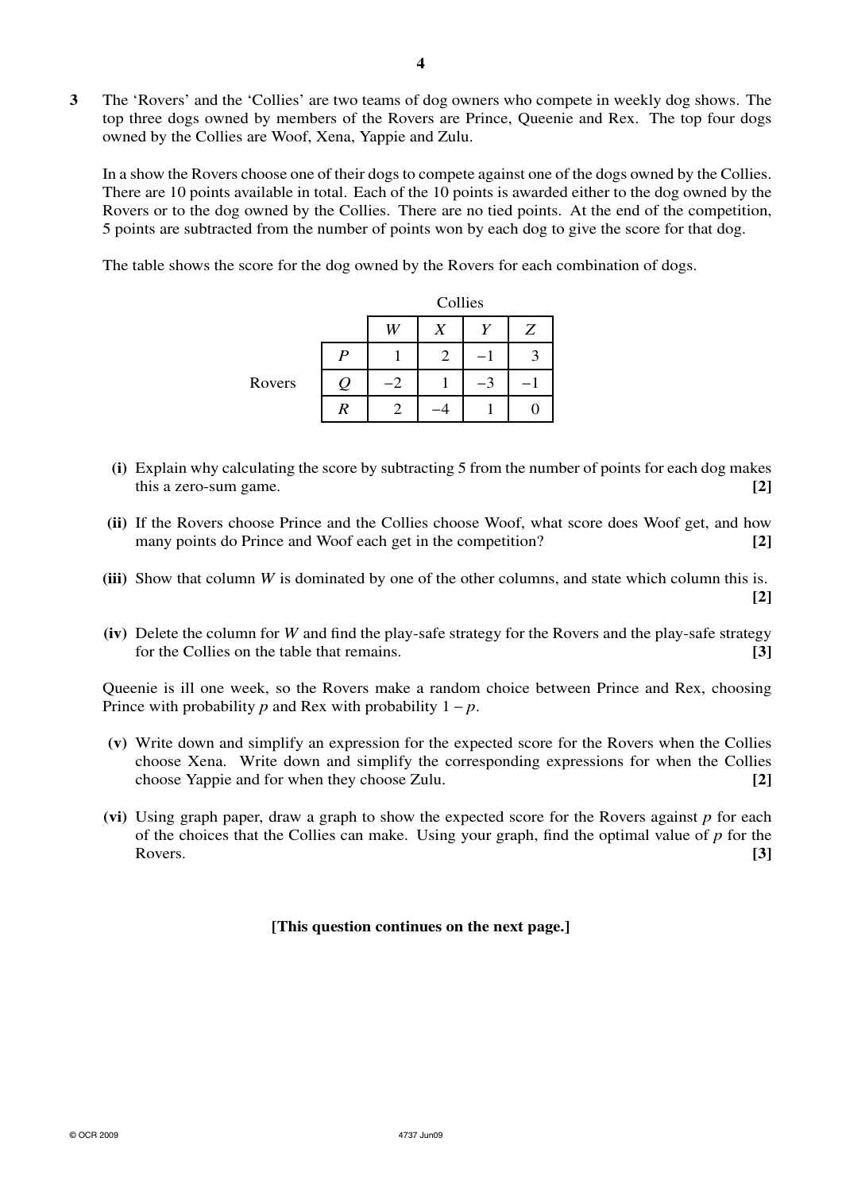**3** The 'Rovers' and the 'Collies' are two teams of dog owners who compete in weekly dog shows. The top three dogs owned by members of the Rovers are Prince, Queenie and Rex. The top four dogs owned by the Collies are Woof, Xena, Yappie and Zulu.

In a show the Rovers choose one of their dogs to compete against one of the dogs owned by the Collies. There are 10 points available in total. Each of the 10 points is awarded either to the dog owned by the Rovers or to the dog owned by the Collies. There are no tied points. At the end of the competition, 5 points are subtracted from the number of points won by each dog to give the score for that dog.

The table shows the score for the dog owned by the Rovers for each combination of dogs.

| | | Collies | | | |
|---|---|---|---|---|---|
| | | $W$ | $X$ | $Y$ | $Z$ |
| Rovers | $P$ | 1 | 2 | −1 | 3 |
| | $Q$ | −2 | 1 | −3 | −1 |
| | $R$ | 2 | −4 | 1 | 0 |

**(i)** Explain why calculating the score by subtracting 5 from the number of points for each dog makes this a zero-sum game. **[2]**

**(ii)** If the Rovers choose Prince and the Collies choose Woof, what score does Woof get, and how many points do Prince and Woof each get in the competition? **[2]**

**(iii)** Show that column $W$ is dominated by one of the other columns, and state which column this is. **[2]**

**(iv)** Delete the column for $W$ and find the play-safe strategy for the Rovers and the play-safe strategy for the Collies on the table that remains. **[3]**

Queenie is ill one week, so the Rovers make a random choice between Prince and Rex, choosing Prince with probability $p$ and Rex with probability $1 - p$.

**(v)** Write down and simplify an expression for the expected score for the Rovers when the Collies choose Xena. Write down and simplify the corresponding expressions for when the Collies choose Yappie and for when they choose Zulu. **[2]**

**(vi)** Using graph paper, draw a graph to show the expected score for the Rovers against $p$ for each of the choices that the Collies can make. Using your graph, find the optimal value of $p$ for the Rovers. **[3]**

**[This question continues on the next page.]**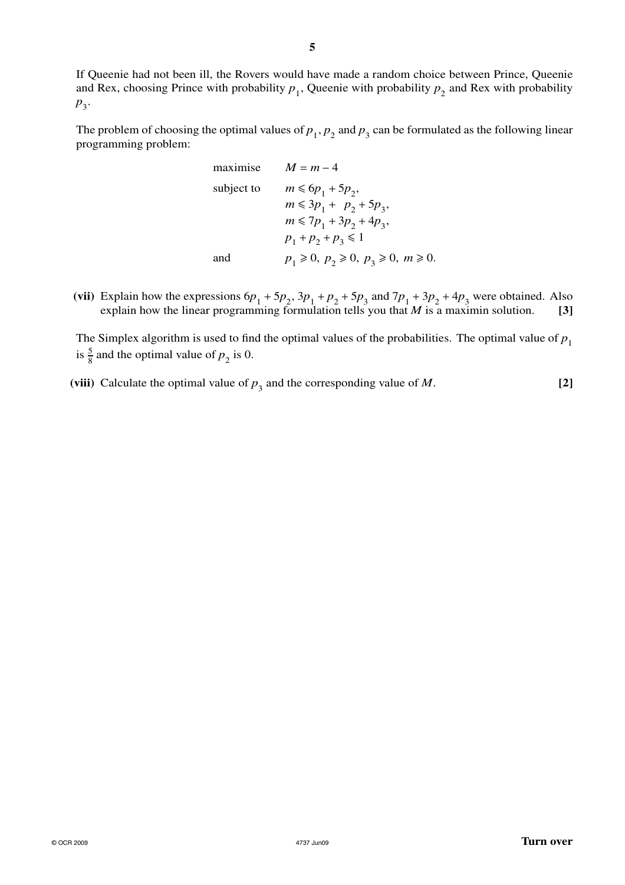If Queenie had not been ill, the Rovers would have made a random choice between Prince, Queenie and Rex, choosing Prince with probability $p_1$, Queenie with probability $p_2$ and Rex with probability $p_3$.

The problem of choosing the optimal values of $p_1$, $p_2$ and $p_3$ can be formulated as the following linear programming problem:

$$
\begin{array}{ll}
\text{maximise} & M = m - 4 \\
\text{subject to} & m \leqslant 6p_1 + 5p_2, \\
& m \leqslant 3p_1 + p_2 + 5p_3, \\
& m \leqslant 7p_1 + 3p_2 + 4p_3, \\
& p_1 + p_2 + p_3 \leqslant 1 \\
\text{and} & p_1 \geqslant 0,\ p_2 \geqslant 0,\ p_3 \geqslant 0,\ m \geqslant 0.
\end{array}
$$

**(vii)** Explain how the expressions $6p_1 + 5p_2$, $3p_1 + p_2 + 5p_3$ and $7p_1 + 3p_2 + 4p_3$ were obtained. Also explain how the linear programming formulation tells you that $M$ is a maximin solution. **[3]**

The Simplex algorithm is used to find the optimal values of the probabilities. The optimal value of $p_1$ is $\frac{5}{8}$ and the optimal value of $p_2$ is 0.

**(viii)** Calculate the optimal value of $p_3$ and the corresponding value of $M$. **[2]**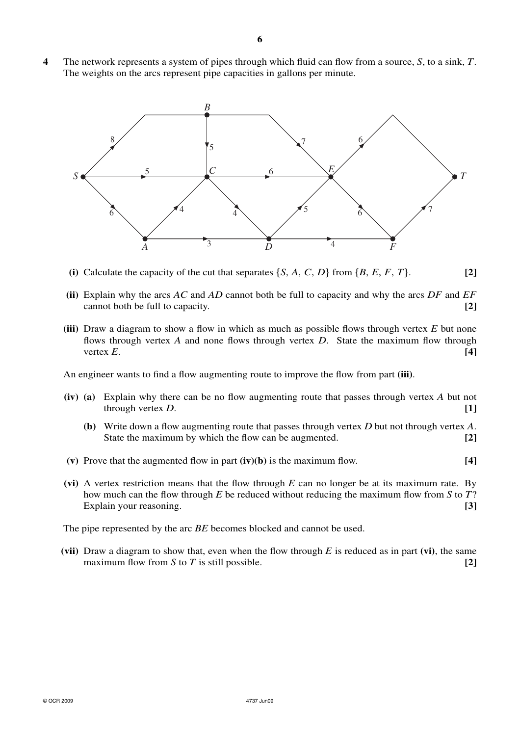**4** The network represents a system of pipes through which fluid can flow from a source, $S$, to a sink, $T$. The weights on the arcs represent pipe capacities in gallons per minute.

**(i)** Calculate the capacity of the cut that separates $\{S, A, C, D\}$ from $\{B, E, F, T\}$. **[2]**

**(ii)** Explain why the arcs $AC$ and $AD$ cannot both be full to capacity and why the arcs $DF$ and $EF$ cannot both be full to capacity. **[2]**

**(iii)** Draw a diagram to show a flow in which as much as possible flows through vertex $E$ but none flows through vertex $A$ and none flows through vertex $D$. State the maximum flow through vertex $E$. **[4]**

An engineer wants to find a flow augmenting route to improve the flow from part **(iii)**.

**(iv)** **(a)** Explain why there can be no flow augmenting route that passes through vertex $A$ but not through vertex $D$. **[1]**

**(b)** Write down a flow augmenting route that passes through vertex $D$ but not through vertex $A$. State the maximum by which the flow can be augmented. **[2]**

**(v)** Prove that the augmented flow in part **(iv)(b)** is the maximum flow. **[4]**

**(vi)** A vertex restriction means that the flow through $E$ can no longer be at its maximum rate. By how much can the flow through $E$ be reduced without reducing the maximum flow from $S$ to $T$? Explain your reasoning. **[3]**

The pipe represented by the arc $BE$ becomes blocked and cannot be used.

**(vii)** Draw a diagram to show that, even when the flow through $E$ is reduced as in part **(vi)**, the same maximum flow from $S$ to $T$ is still possible. **[2]**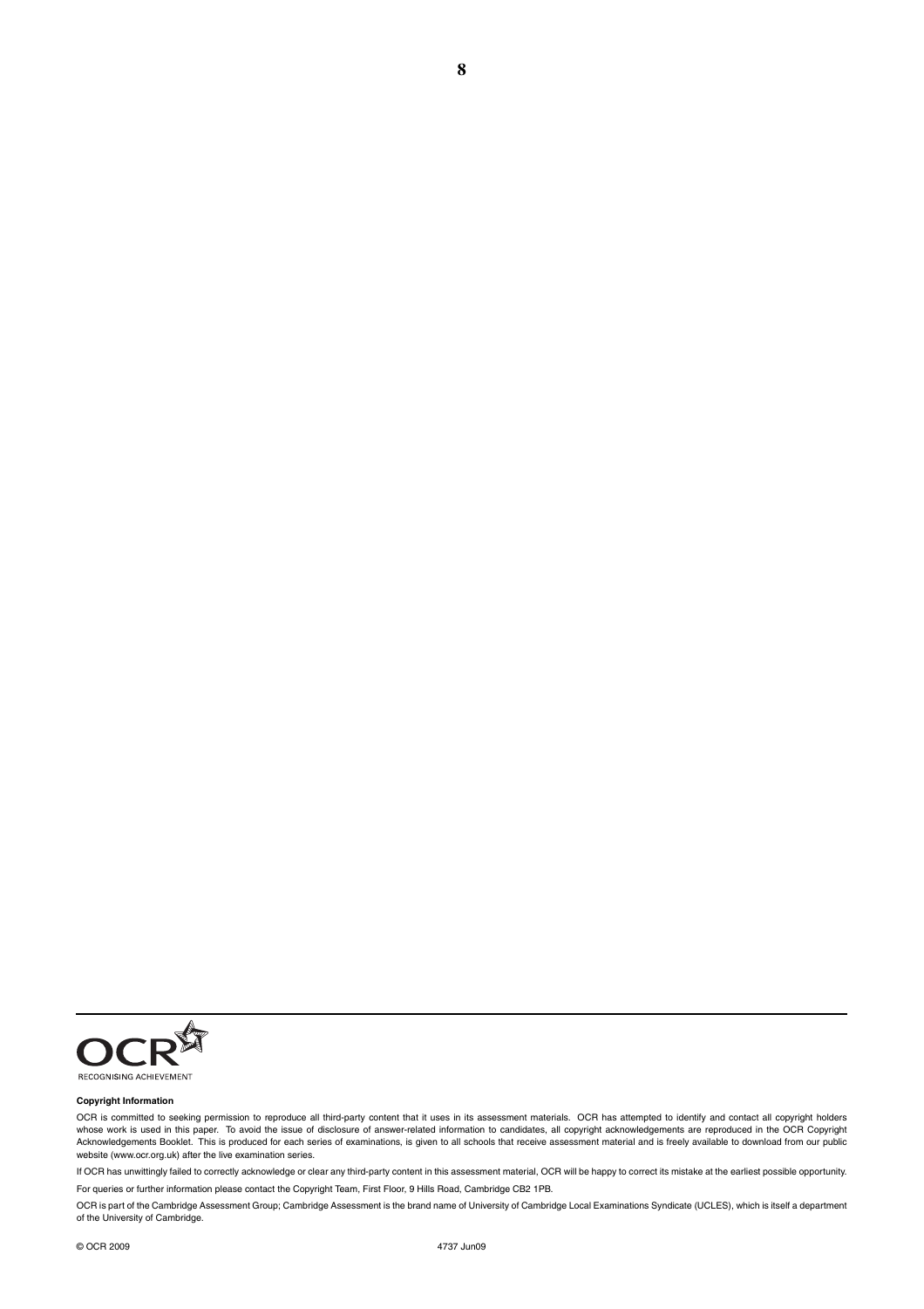RECOGNISING ACHIEVEMENT

**Copyright Information**

OCR is committed to seeking permission to reproduce all third-party content that it uses in its assessment materials. OCR has attempted to identify and contact all copyright holders whose work is used in this paper. To avoid the issue of disclosure of answer-related information to candidates, all copyright acknowledgements are reproduced in the OCR Copyright Acknowledgements Booklet. This is produced for each series of examinations, is given to all schools that receive assessment material and is freely available to download from our public website (www.ocr.org.uk) after the live examination series.

If OCR has unwittingly failed to correctly acknowledge or clear any third-party content in this assessment material, OCR will be happy to correct its mistake at the earliest possible opportunity.

For queries or further information please contact the Copyright Team, First Floor, 9 Hills Road, Cambridge CB2 1PB.

OCR is part of the Cambridge Assessment Group; Cambridge Assessment is the brand name of University of Cambridge Local Examinations Syndicate (UCLES), which is itself a department of the University of Cambridge.

© OCR 2009 4737 Jun09